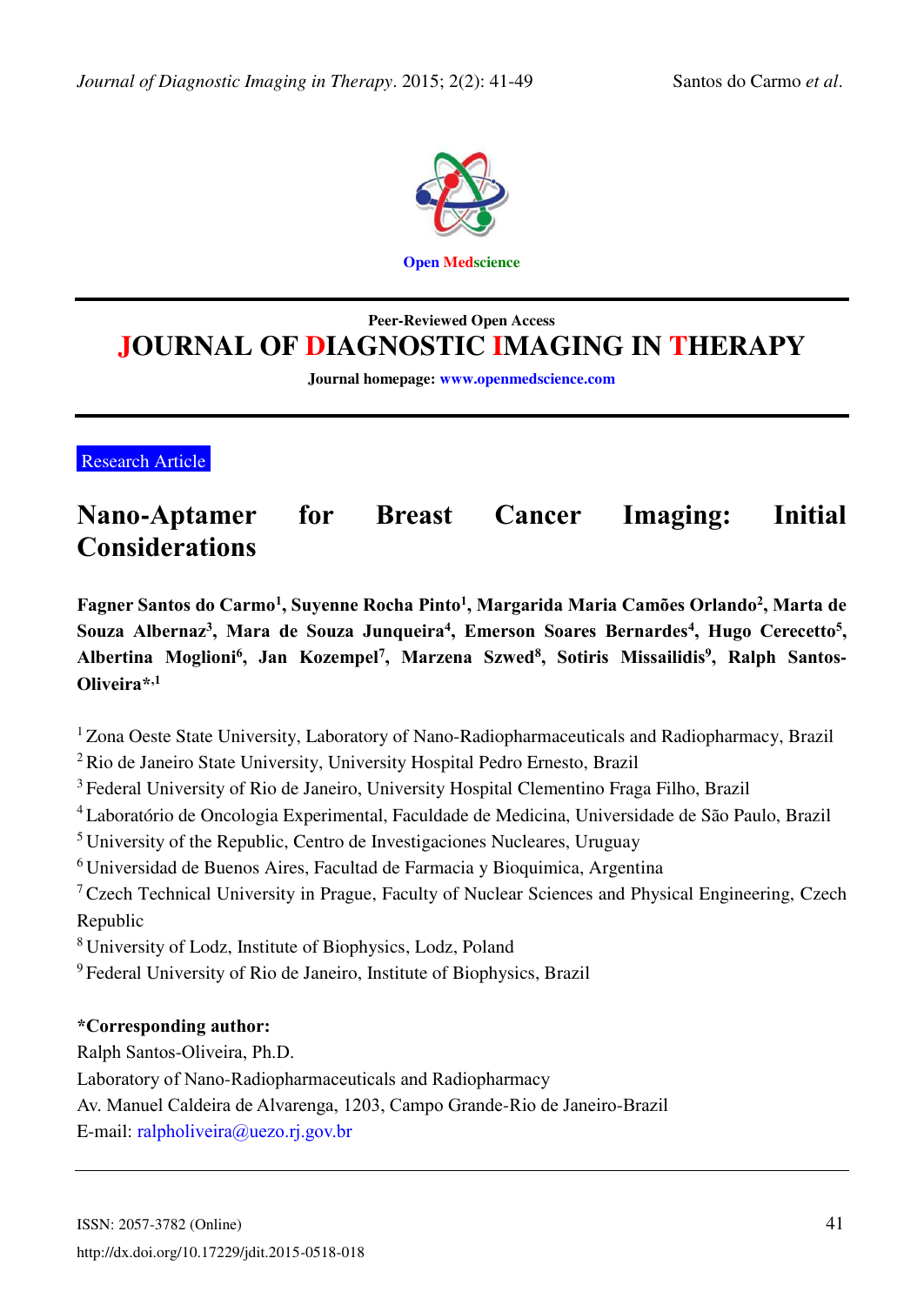Open Medscience

Peer-Reviewed Open Access

# JOURNAL OF DIAGNOSTIC IMAGING IN THERAPY

**Journal homepage:** www.openmedscience.com

Research Article

# Nano-Aptamer for Breast Cancer Imaging: Initial Considerations

**Fagner Santos do Carmo[1], Suyenne Rocha Pinto[1], Margarida Maria Camões Orlando[2], Marta de Souza Albernaz[3], Mara de Souza Junqueira[4], Emerson Soares Bernardes[4], Hugo Cerecetto[5], Albertina Moglioni[6], Jan Kozempel[7], Marzena Szwed[8], Sotiris Missailidis[9], Ralph Santos-Oliveira*[,1]**

[1] Zona Oeste State University, Laboratory of Nano-Radiopharmaceuticals and Radiopharmacy, Brazil
[2] Rio de Janeiro State University, University Hospital Pedro Ernesto, Brazil
[3] Federal University of Rio de Janeiro, University Hospital Clementino Fraga Filho, Brazil
[4] Laboratório de Oncologia Experimental, Faculdade de Medicina, Universidade de São Paulo, Brazil
[5] University of the Republic, Centro de Investigaciones Nucleares, Uruguay
[6] Universidad de Buenos Aires, Facultad de Farmacia y Bioquimica, Argentina
[7] Czech Technical University in Prague, Faculty of Nuclear Sciences and Physical Engineering, Czech Republic
[8] University of Lodz, Institute of Biophysics, Lodz, Poland
[9] Federal University of Rio de Janeiro, Institute of Biophysics, Brazil

**\*Corresponding author:**
Ralph Santos-Oliveira, Ph.D.
Laboratory of Nano-Radiopharmaceuticals and Radiopharmacy
Av. Manuel Caldeira de Alvarenga, 1203, Campo Grande-Rio de Janeiro-Brazil
E-mail: ralpholiveira@uezo.rj.gov.br

ISSN: 2057-3782 (Online)
http://dx.doi.org/10.17229/jdit.2015-0518-018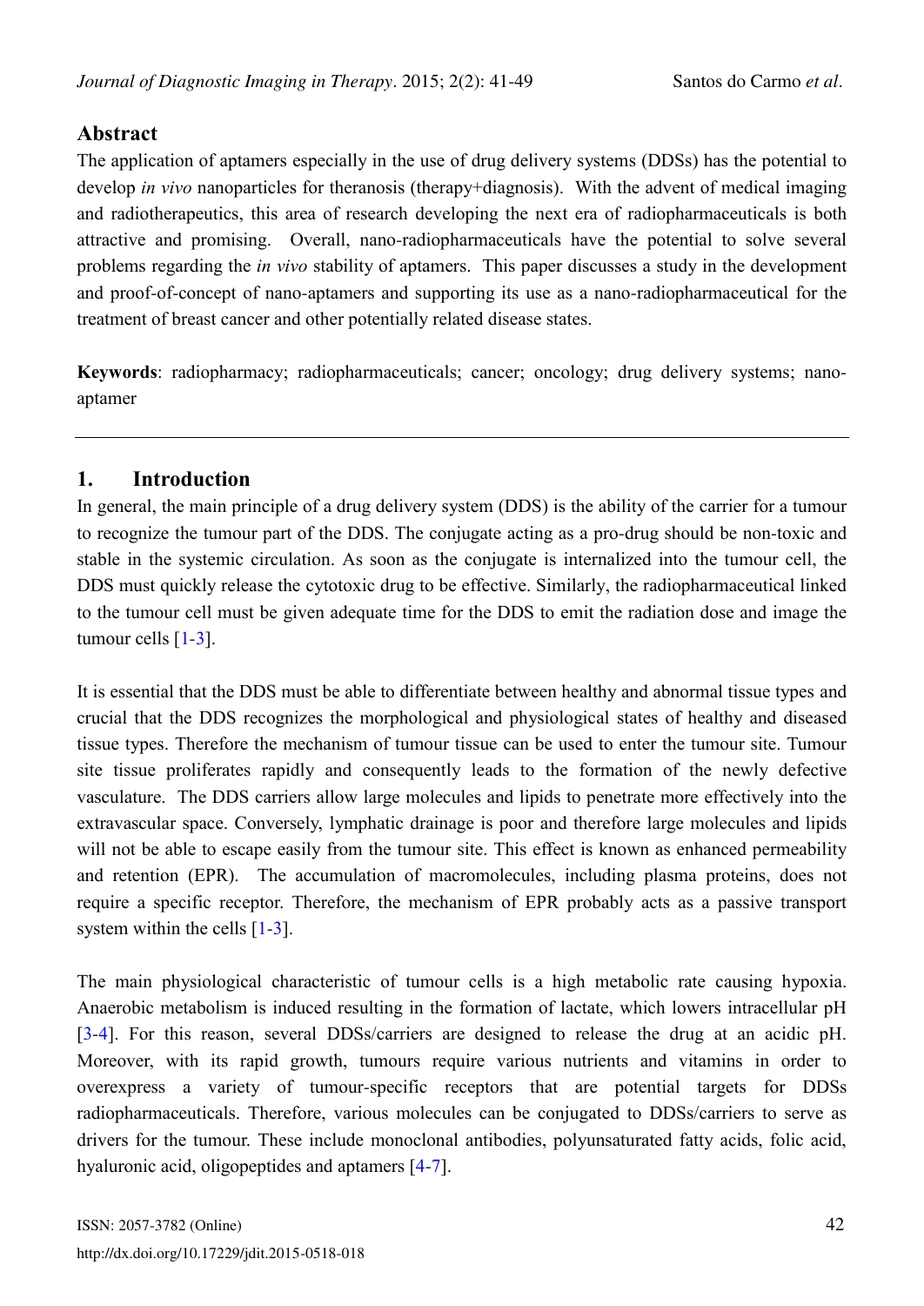## Abstract

The application of aptamers especially in the use of drug delivery systems (DDSs) has the potential to develop *in vivo* nanoparticles for theranosis (therapy+diagnosis). With the advent of medical imaging and radiotherapeutics, this area of research developing the next era of radiopharmaceuticals is both attractive and promising. Overall, nano-radiopharmaceuticals have the potential to solve several problems regarding the *in vivo* stability of aptamers. This paper discusses a study in the development and proof-of-concept of nano-aptamers and supporting its use as a nano-radiopharmaceutical for the treatment of breast cancer and other potentially related disease states.

**Keywords**: radiopharmacy; radiopharmaceuticals; cancer; oncology; drug delivery systems; nano-aptamer

---

## 1. Introduction

In general, the main principle of a drug delivery system (DDS) is the ability of the carrier for a tumour to recognize the tumour part of the DDS. The conjugate acting as a pro-drug should be non-toxic and stable in the systemic circulation. As soon as the conjugate is internalized into the tumour cell, the DDS must quickly release the cytotoxic drug to be effective. Similarly, the radiopharmaceutical linked to the tumour cell must be given adequate time for the DDS to emit the radiation dose and image the tumour cells [1-3].

It is essential that the DDS must be able to differentiate between healthy and abnormal tissue types and crucial that the DDS recognizes the morphological and physiological states of healthy and diseased tissue types. Therefore the mechanism of tumour tissue can be used to enter the tumour site. Tumour site tissue proliferates rapidly and consequently leads to the formation of the newly defective vasculature. The DDS carriers allow large molecules and lipids to penetrate more effectively into the extravascular space. Conversely, lymphatic drainage is poor and therefore large molecules and lipids will not be able to escape easily from the tumour site. This effect is known as enhanced permeability and retention (EPR). The accumulation of macromolecules, including plasma proteins, does not require a specific receptor. Therefore, the mechanism of EPR probably acts as a passive transport system within the cells [1-3].

The main physiological characteristic of tumour cells is a high metabolic rate causing hypoxia. Anaerobic metabolism is induced resulting in the formation of lactate, which lowers intracellular pH [3-4]. For this reason, several DDSs/carriers are designed to release the drug at an acidic pH. Moreover, with its rapid growth, tumours require various nutrients and vitamins in order to overexpress a variety of tumour-specific receptors that are potential targets for DDSs radiopharmaceuticals. Therefore, various molecules can be conjugated to DDSs/carriers to serve as drivers for the tumour. These include monoclonal antibodies, polyunsaturated fatty acids, folic acid, hyaluronic acid, oligopeptides and aptamers [4-7].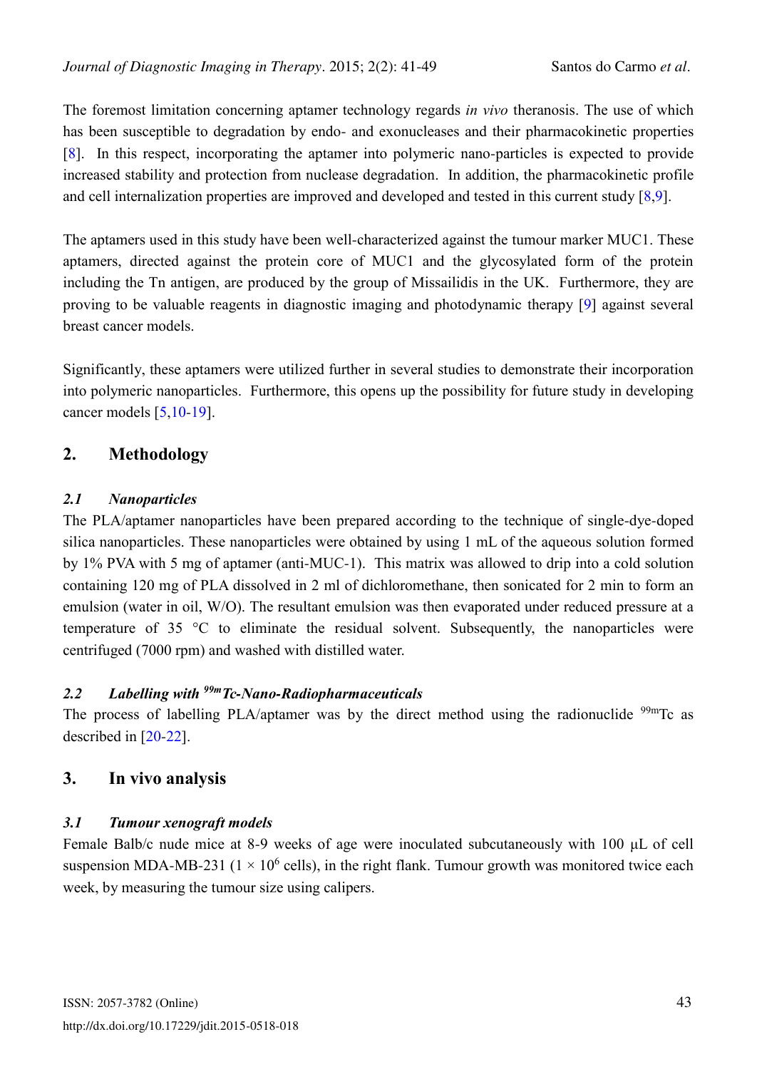The foremost limitation concerning aptamer technology regards *in vivo* theranosis. The use of which has been susceptible to degradation by endo- and exonucleases and their pharmacokinetic properties [8]. In this respect, incorporating the aptamer into polymeric nano-particles is expected to provide increased stability and protection from nuclease degradation. In addition, the pharmacokinetic profile and cell internalization properties are improved and developed and tested in this current study [8,9].

The aptamers used in this study have been well-characterized against the tumour marker MUC1. These aptamers, directed against the protein core of MUC1 and the glycosylated form of the protein including the Tn antigen, are produced by the group of Missailidis in the UK. Furthermore, they are proving to be valuable reagents in diagnostic imaging and photodynamic therapy [9] against several breast cancer models.

Significantly, these aptamers were utilized further in several studies to demonstrate their incorporation into polymeric nanoparticles. Furthermore, this opens up the possibility for future study in developing cancer models [5,10-19].

## 2. Methodology

### *2.1 Nanoparticles*

The PLA/aptamer nanoparticles have been prepared according to the technique of single-dye-doped silica nanoparticles. These nanoparticles were obtained by using 1 mL of the aqueous solution formed by 1% PVA with 5 mg of aptamer (anti-MUC-1). This matrix was allowed to drip into a cold solution containing 120 mg of PLA dissolved in 2 ml of dichloromethane, then sonicated for 2 min to form an emulsion (water in oil, W/O). The resultant emulsion was then evaporated under reduced pressure at a temperature of 35 °C to eliminate the residual solvent. Subsequently, the nanoparticles were centrifuged (7000 rpm) and washed with distilled water.

### *2.2 Labelling with $^{99m}$Tc-Nano-Radiopharmaceuticals*

The process of labelling PLA/aptamer was by the direct method using the radionuclide $^{99m}$Tc as described in [20-22].

## 3. In vivo analysis

### *3.1 Tumour xenograft models*

Female Balb/c nude mice at 8-9 weeks of age were inoculated subcutaneously with 100 µL of cell suspension MDA-MB-231 ($1 \times 10^6$ cells), in the right flank. Tumour growth was monitored twice each week, by measuring the tumour size using calipers.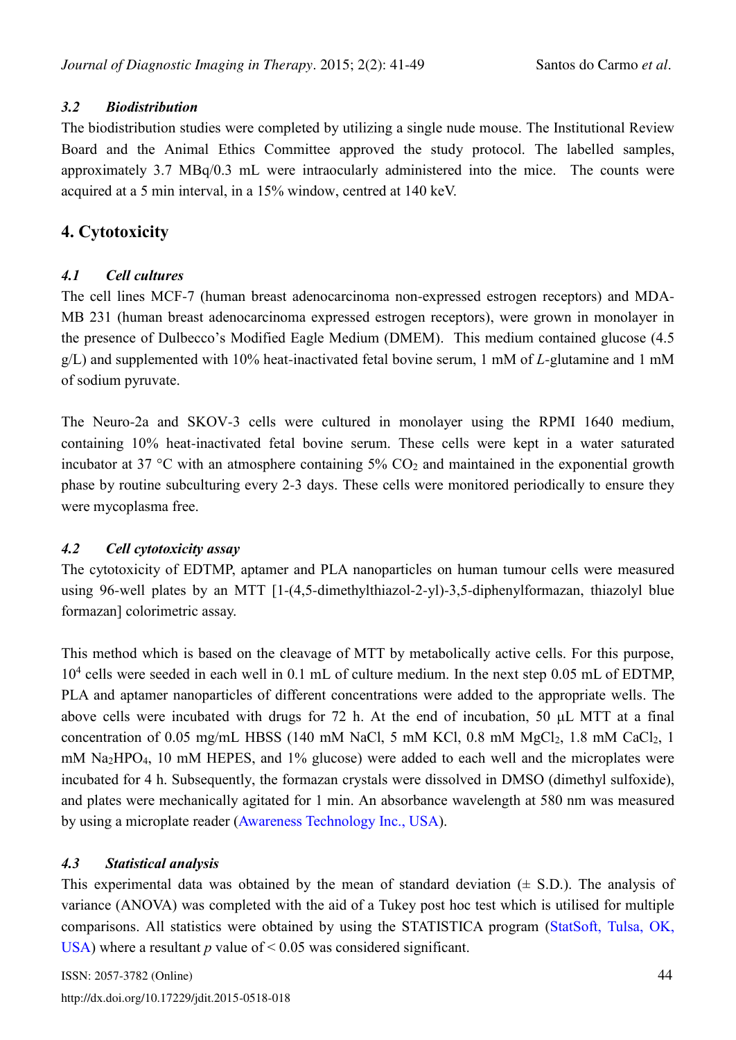### *3.2 Biodistribution*

The biodistribution studies were completed by utilizing a single nude mouse. The Institutional Review Board and the Animal Ethics Committee approved the study protocol. The labelled samples, approximately 3.7 MBq/0.3 mL were intraocularly administered into the mice. The counts were acquired at a 5 min interval, in a 15% window, centred at 140 keV.

## 4. Cytotoxicity

### *4.1 Cell cultures*

The cell lines MCF-7 (human breast adenocarcinoma non-expressed estrogen receptors) and MDA-MB 231 (human breast adenocarcinoma expressed estrogen receptors), were grown in monolayer in the presence of Dulbecco's Modified Eagle Medium (DMEM). This medium contained glucose (4.5 g/L) and supplemented with 10% heat-inactivated fetal bovine serum, 1 mM of *L*-glutamine and 1 mM of sodium pyruvate.

The Neuro-2a and SKOV-3 cells were cultured in monolayer using the RPMI 1640 medium, containing 10% heat-inactivated fetal bovine serum. These cells were kept in a water saturated incubator at 37 °C with an atmosphere containing 5% $CO_2$ and maintained in the exponential growth phase by routine subculturing every 2-3 days. These cells were monitored periodically to ensure they were mycoplasma free.

### *4.2 Cell cytotoxicity assay*

The cytotoxicity of EDTMP, aptamer and PLA nanoparticles on human tumour cells were measured using 96-well plates by an MTT [1-(4,5-dimethylthiazol-2-yl)-3,5-diphenylformazan, thiazolyl blue formazan] colorimetric assay.

This method which is based on the cleavage of MTT by metabolically active cells. For this purpose, $10^4$ cells were seeded in each well in 0.1 mL of culture medium. In the next step 0.05 mL of EDTMP, PLA and aptamer nanoparticles of different concentrations were added to the appropriate wells. The above cells were incubated with drugs for 72 h. At the end of incubation, 50 μL MTT at a final concentration of 0.05 mg/mL HBSS (140 mM NaCl, 5 mM KCl, 0.8 mM $MgCl_2$, 1.8 mM $CaCl_2$, 1 mM $Na_2HPO_4$, 10 mM HEPES, and 1% glucose) were added to each well and the microplates were incubated for 4 h. Subsequently, the formazan crystals were dissolved in DMSO (dimethyl sulfoxide), and plates were mechanically agitated for 1 min. An absorbance wavelength at 580 nm was measured by using a microplate reader (Awareness Technology Inc., USA).

### *4.3 Statistical analysis*

This experimental data was obtained by the mean of standard deviation (± S.D.). The analysis of variance (ANOVA) was completed with the aid of a Tukey post hoc test which is utilised for multiple comparisons. All statistics were obtained by using the STATISTICA program (StatSoft, Tulsa, OK, USA) where a resultant $p$ value of $< 0.05$ was considered significant.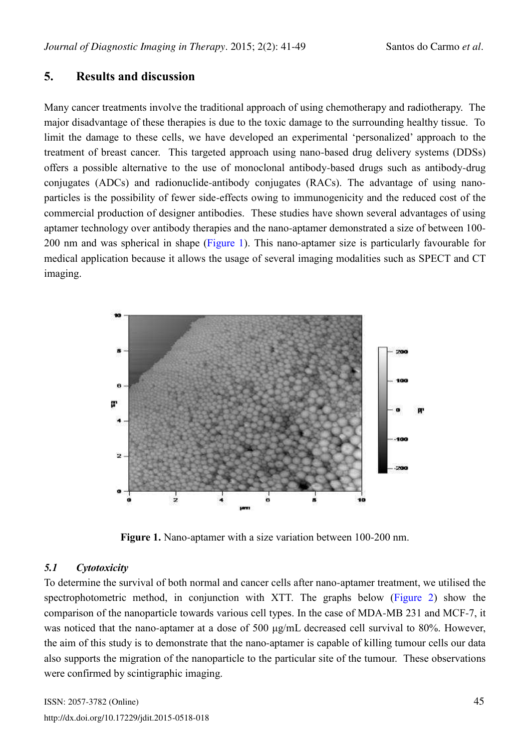## 5. Results and discussion

Many cancer treatments involve the traditional approach of using chemotherapy and radiotherapy. The major disadvantage of these therapies is due to the toxic damage to the surrounding healthy tissue. To limit the damage to these cells, we have developed an experimental 'personalized' approach to the treatment of breast cancer. This targeted approach using nano-based drug delivery systems (DDSs) offers a possible alternative to the use of monoclonal antibody-based drugs such as antibody-drug conjugates (ADCs) and radionuclide-antibody conjugates (RACs). The advantage of using nano-particles is the possibility of fewer side-effects owing to immunogenicity and the reduced cost of the commercial production of designer antibodies. These studies have shown several advantages of using aptamer technology over antibody therapies and the nano-aptamer demonstrated a size of between 100-200 nm and was spherical in shape (Figure 1). This nano-aptamer size is particularly favourable for medical application because it allows the usage of several imaging modalities such as SPECT and CT imaging.

10
8
6
4
2
0
µm
0
2
4
6
8
10
µm
200
100
0
-100
-200
nm

**Figure 1.** Nano-aptamer with a size variation between 100-200 nm.

### *5.1 Cytotoxicity*

To determine the survival of both normal and cancer cells after nano-aptamer treatment, we utilised the spectrophotometric method, in conjunction with XTT. The graphs below (Figure 2) show the comparison of the nanoparticle towards various cell types. In the case of MDA-MB 231 and MCF-7, it was noticed that the nano-aptamer at a dose of 500 µg/mL decreased cell survival to 80%. However, the aim of this study is to demonstrate that the nano-aptamer is capable of killing tumour cells our data also supports the migration of the nanoparticle to the particular site of the tumour. These observations were confirmed by scintigraphic imaging.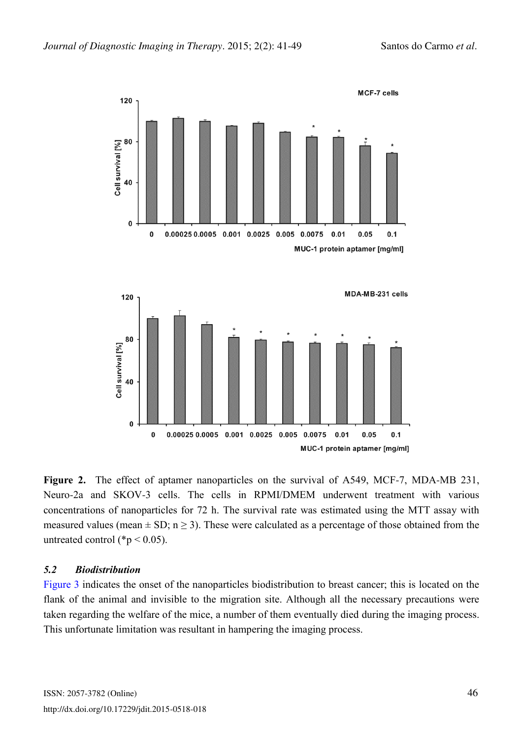MCF-7 cells

120

80

40

0

Cell survival [%]

0 0.00025 0.0005 0.001 0.0025 0.005 0.0075 0.01 0.05 0.1

MUC-1 protein aptamer [mg/ml]

MDA-MB-231 cells

120

80

40

0

Cell survival [%]

0 0.00025 0.0005 0.001 0.0025 0.005 0.0075 0.01 0.05 0.1

MUC-1 protein aptamer [mg/ml]

**Figure 2.** The effect of aptamer nanoparticles on the survival of A549, MCF-7, MDA-MB 231, Neuro-2a and SKOV-3 cells. The cells in RPMI/DMEM underwent treatment with various concentrations of nanoparticles for 72 h. The survival rate was estimated using the MTT assay with measured values (mean ± SD; $n \geq 3$). These were calculated as a percentage of those obtained from the untreated control (*$p < 0.05$).

### *5.2 Biodistribution*

Figure 3 indicates the onset of the nanoparticles biodistribution to breast cancer; this is located on the flank of the animal and invisible to the migration site. Although all the necessary precautions were taken regarding the welfare of the mice, a number of them eventually died during the imaging process. This unfortunate limitation was resultant in hampering the imaging process.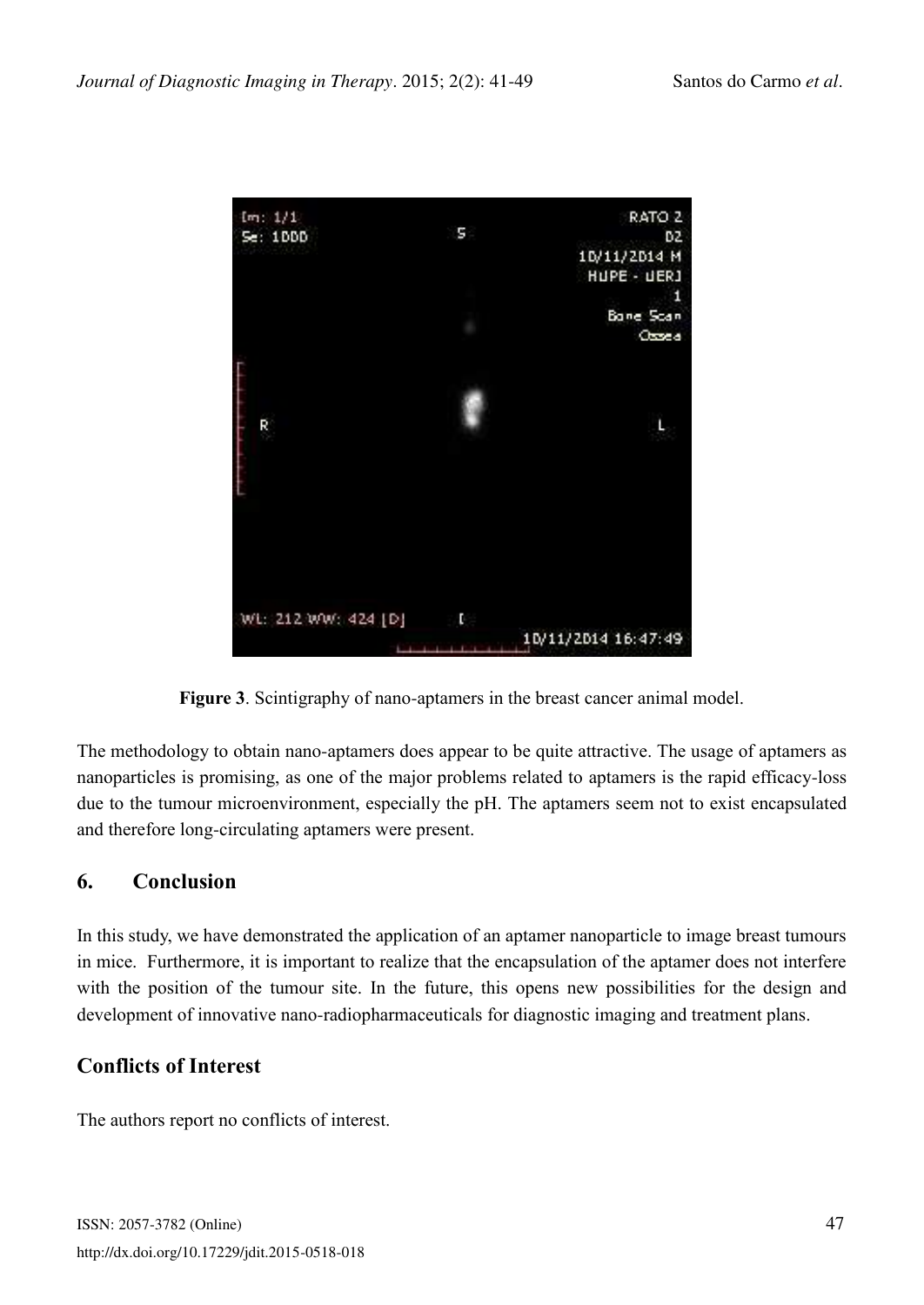**Figure 3**. Scintigraphy of nano-aptamers in the breast cancer animal model.

The methodology to obtain nano-aptamers does appear to be quite attractive. The usage of aptamers as nanoparticles is promising, as one of the major problems related to aptamers is the rapid efficacy-loss due to the tumour microenvironment, especially the pH. The aptamers seem not to exist encapsulated and therefore long-circulating aptamers were present.

## 6. Conclusion

In this study, we have demonstrated the application of an aptamer nanoparticle to image breast tumours in mice. Furthermore, it is important to realize that the encapsulation of the aptamer does not interfere with the position of the tumour site. In the future, this opens new possibilities for the design and development of innovative nano-radiopharmaceuticals for diagnostic imaging and treatment plans.

## Conflicts of Interest

The authors report no conflicts of interest.

ISSN: 2057-3782 (Online)

http://dx.doi.org/10.17229/jdit.2015-0518-018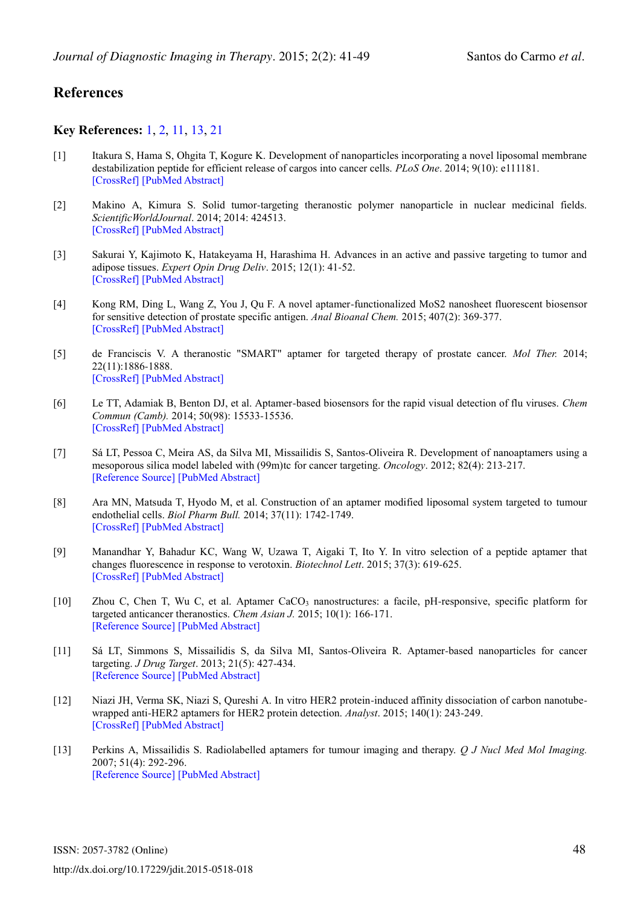## References

**Key References:** 1, 2, 11, 13, 21

[1] Itakura S, Hama S, Ohgita T, Kogure K. Development of nanoparticles incorporating a novel liposomal membrane destabilization peptide for efficient release of cargos into cancer cells. *PLoS One*. 2014; 9(10): e111181. [CrossRef] [PubMed Abstract]

[2] Makino A, Kimura S. Solid tumor-targeting theranostic polymer nanoparticle in nuclear medicinal fields. *ScientificWorldJournal*. 2014; 2014: 424513. [CrossRef] [PubMed Abstract]

[3] Sakurai Y, Kajimoto K, Hatakeyama H, Harashima H. Advances in an active and passive targeting to tumor and adipose tissues. *Expert Opin Drug Deliv*. 2015; 12(1): 41-52. [CrossRef] [PubMed Abstract]

[4] Kong RM, Ding L, Wang Z, You J, Qu F. A novel aptamer-functionalized MoS2 nanosheet fluorescent biosensor for sensitive detection of prostate specific antigen. *Anal Bioanal Chem.* 2015; 407(2): 369-377. [CrossRef] [PubMed Abstract]

[5] de Franciscis V. A theranostic "SMART" aptamer for targeted therapy of prostate cancer. *Mol Ther.* 2014; 22(11):1886-1888. [CrossRef] [PubMed Abstract]

[6] Le TT, Adamiak B, Benton DJ, et al. Aptamer-based biosensors for the rapid visual detection of flu viruses. *Chem Commun (Camb).* 2014; 50(98): 15533-15536. [CrossRef] [PubMed Abstract]

[7] Sá LT, Pessoa C, Meira AS, da Silva MI, Missailidis S, Santos-Oliveira R. Development of nanoaptamers using a mesoporous silica model labeled with (99m)tc for cancer targeting. *Oncology*. 2012; 82(4): 213-217. [Reference Source] [PubMed Abstract]

[8] Ara MN, Matsuda T, Hyodo M, et al. Construction of an aptamer modified liposomal system targeted to tumour endothelial cells. *Biol Pharm Bull.* 2014; 37(11): 1742-1749. [CrossRef] [PubMed Abstract]

[9] Manandhar Y, Bahadur KC, Wang W, Uzawa T, Aigaki T, Ito Y. In vitro selection of a peptide aptamer that changes fluorescence in response to verotoxin. *Biotechnol Lett*. 2015; 37(3): 619-625. [CrossRef] [PubMed Abstract]

[10] Zhou C, Chen T, Wu C, et al. Aptamer $CaCO_3$ nanostructures: a facile, pH-responsive, specific platform for targeted anticancer theranostics. *Chem Asian J.* 2015; 10(1): 166-171. [Reference Source] [PubMed Abstract]

[11] Sá LT, Simmons S, Missailidis S, da Silva MI, Santos-Oliveira R. Aptamer-based nanoparticles for cancer targeting. *J Drug Target*. 2013; 21(5): 427-434. [Reference Source] [PubMed Abstract]

[12] Niazi JH, Verma SK, Niazi S, Qureshi A. In vitro HER2 protein-induced affinity dissociation of carbon nanotube-wrapped anti-HER2 aptamers for HER2 protein detection. *Analyst*. 2015; 140(1): 243-249. [CrossRef] [PubMed Abstract]

[13] Perkins A, Missailidis S. Radiolabelled aptamers for tumour imaging and therapy. *Q J Nucl Med Mol Imaging.* 2007; 51(4): 292-296. [Reference Source] [PubMed Abstract]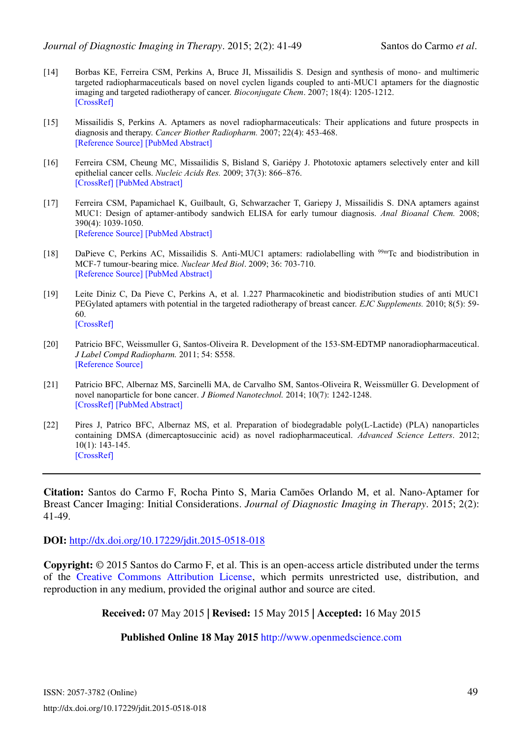[14] Borbas KE, Ferreira CSM, Perkins A, Bruce JI, Missailidis S. Design and synthesis of mono- and multimeric targeted radiopharmaceuticals based on novel cyclen ligands coupled to anti-MUC1 aptamers for the diagnostic imaging and targeted radiotherapy of cancer. *Bioconjugate Chem*. 2007; 18(4): 1205-1212.
[CrossRef]

[15] Missailidis S, Perkins A. Aptamers as novel radiopharmaceuticals: Their applications and future prospects in diagnosis and therapy. *Cancer Biother Radiopharm.* 2007; 22(4): 453-468.
[Reference Source] [PubMed Abstract]

[16] Ferreira CSM, Cheung MC, Missailidis S, Bisland S, Gariépy J. Phototoxic aptamers selectively enter and kill epithelial cancer cells. *Nucleic Acids Res.* 2009; 37(3): 866–876.
[CrossRef] [PubMed Abstract]

[17] Ferreira CSM, Papamichael K, Guilbault, G, Schwarzacher T, Gariepy J, Missailidis S. DNA aptamers against MUC1: Design of aptamer-antibody sandwich ELISA for early tumour diagnosis. *Anal Bioanal Chem.* 2008; 390(4): 1039-1050.
[Reference Source] [PubMed Abstract]

[18] DaPieve C, Perkins AC, Missailidis S. Anti-MUC1 aptamers: radiolabelling with $^{99m}$Tc and biodistribution in MCF-7 tumour-bearing mice. *Nuclear Med Biol*. 2009; 36: 703-710.
[Reference Source] [PubMed Abstract]

[19] Leite Diniz C, Da Pieve C, Perkins A, et al. 1.227 Pharmacokinetic and biodistribution studies of anti MUC1 PEGylated aptamers with potential in the targeted radiotherapy of breast cancer. *EJC Supplements.* 2010; 8(5): 59-60.
[CrossRef]

[20] Patricio BFC, Weissmuller G, Santos-Oliveira R. Development of the 153-SM-EDTMP nanoradiopharmaceutical. *J Label Compd Radiopharm.* 2011; 54: S558.
[Reference Source]

[21] Patricio BFC, Albernaz MS, Sarcinelli MA, de Carvalho SM, Santos-Oliveira R, Weissmüller G. Development of novel nanoparticle for bone cancer. *J Biomed Nanotechnol.* 2014; 10(7): 1242-1248.
[CrossRef] [PubMed Abstract]

[22] Pires J, Patrico BFC, Albernaz MS, et al. Preparation of biodegradable poly(L-Lactide) (PLA) nanoparticles containing DMSA (dimercaptosuccinic acid) as novel radiopharmaceutical. *Advanced Science Letters*. 2012; 10(1): 143-145.
[CrossRef]

---

**Citation:** Santos do Carmo F, Rocha Pinto S, Maria Camões Orlando M, et al. Nano-Aptamer for Breast Cancer Imaging: Initial Considerations. *Journal of Diagnostic Imaging in Therapy*. 2015; 2(2): 41-49.

**DOI:** http://dx.doi.org/10.17229/jdit.2015-0518-018

**Copyright:** © 2015 Santos do Carmo F, et al. This is an open-access article distributed under the terms of the Creative Commons Attribution License, which permits unrestricted use, distribution, and reproduction in any medium, provided the original author and source are cited.

**Received:** 07 May 2015 **|** **Revised:** 15 May 2015 **|** **Accepted:** 16 May 2015

**Published Online 18 May 2015** http://www.openmedscience.com